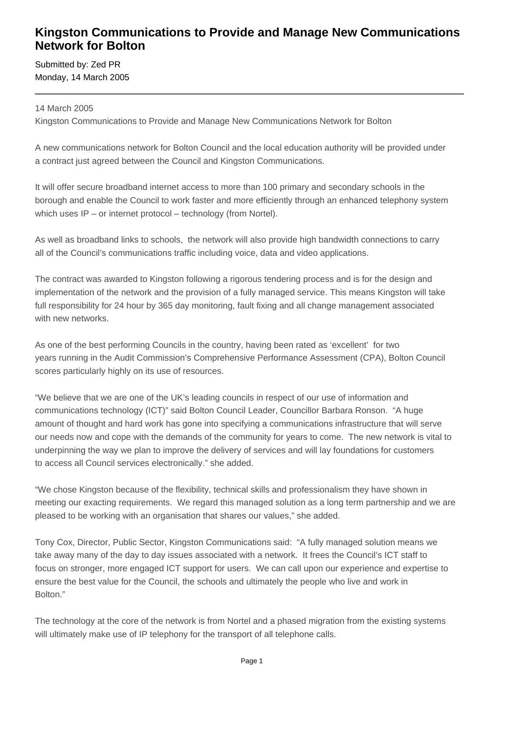# Kingston Communications to Provide and Manage New Communications Network for Bolton

Submitted by: Zed PR
Monday, 14 March 2005

---

14 March 2005
Kingston Communications to Provide and Manage New Communications Network for Bolton

A new communications network for Bolton Council and the local education authority will be provided under a contract just agreed between the Council and Kingston Communications.

It will offer secure broadband internet access to more than 100 primary and secondary schools in the borough and enable the Council to work faster and more efficiently through an enhanced telephony system which uses IP – or internet protocol – technology (from Nortel).

As well as broadband links to schools, the network will also provide high bandwidth connections to carry all of the Council's communications traffic including voice, data and video applications.

The contract was awarded to Kingston following a rigorous tendering process and is for the design and implementation of the network and the provision of a fully managed service. This means Kingston will take full responsibility for 24 hour by 365 day monitoring, fault fixing and all change management associated with new networks.

As one of the best performing Councils in the country, having been rated as 'excellent' for two years running in the Audit Commission's Comprehensive Performance Assessment (CPA), Bolton Council scores particularly highly on its use of resources.

"We believe that we are one of the UK's leading councils in respect of our use of information and communications technology (ICT)" said Bolton Council Leader, Councillor Barbara Ronson. "A huge amount of thought and hard work has gone into specifying a communications infrastructure that will serve our needs now and cope with the demands of the community for years to come. The new network is vital to underpinning the way we plan to improve the delivery of services and will lay foundations for customers to access all Council services electronically." she added.

"We chose Kingston because of the flexibility, technical skills and professionalism they have shown in meeting our exacting requirements. We regard this managed solution as a long term partnership and we are pleased to be working with an organisation that shares our values," she added.

Tony Cox, Director, Public Sector, Kingston Communications said: "A fully managed solution means we take away many of the day to day issues associated with a network. It frees the Council's ICT staff to focus on stronger, more engaged ICT support for users. We can call upon our experience and expertise to ensure the best value for the Council, the schools and ultimately the people who live and work in Bolton."

The technology at the core of the network is from Nortel and a phased migration from the existing systems will ultimately make use of IP telephony for the transport of all telephone calls.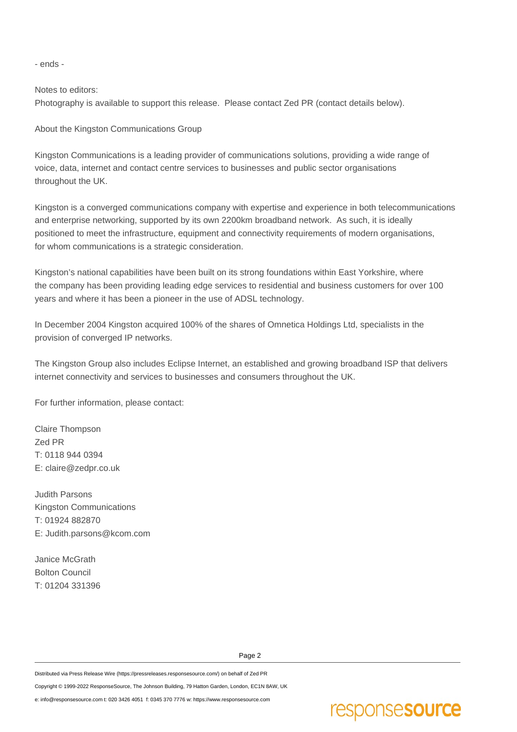- ends -

Notes to editors:
Photography is available to support this release. Please contact Zed PR (contact details below).

About the Kingston Communications Group

Kingston Communications is a leading provider of communications solutions, providing a wide range of voice, data, internet and contact centre services to businesses and public sector organisations throughout the UK.

Kingston is a converged communications company with expertise and experience in both telecommunications and enterprise networking, supported by its own 2200km broadband network. As such, it is ideally positioned to meet the infrastructure, equipment and connectivity requirements of modern organisations, for whom communications is a strategic consideration.

Kingston's national capabilities have been built on its strong foundations within East Yorkshire, where the company has been providing leading edge services to residential and business customers for over 100 years and where it has been a pioneer in the use of ADSL technology.

In December 2004 Kingston acquired 100% of the shares of Omnetica Holdings Ltd, specialists in the provision of converged IP networks.

The Kingston Group also includes Eclipse Internet, an established and growing broadband ISP that delivers internet connectivity and services to businesses and consumers throughout the UK.

For further information, please contact:

Claire Thompson
Zed PR
T: 0118 944 0394
E: claire@zedpr.co.uk

Judith Parsons
Kingston Communications
T: 01924 882870
E: Judith.parsons@kcom.com

Janice McGrath
Bolton Council
T: 01204 331396

Distributed via Press Release Wire (https://pressreleases.responsesource.com/) on behalf of Zed PR

Copyright © 1999-2022 ResponseSource, The Johnson Building, 79 Hatton Garden, London, EC1N 8AW, UK

e: info@responsesource.com t: 020 3426 4051 f: 0345 370 7776 w: https://www.responsesource.com

responsesource